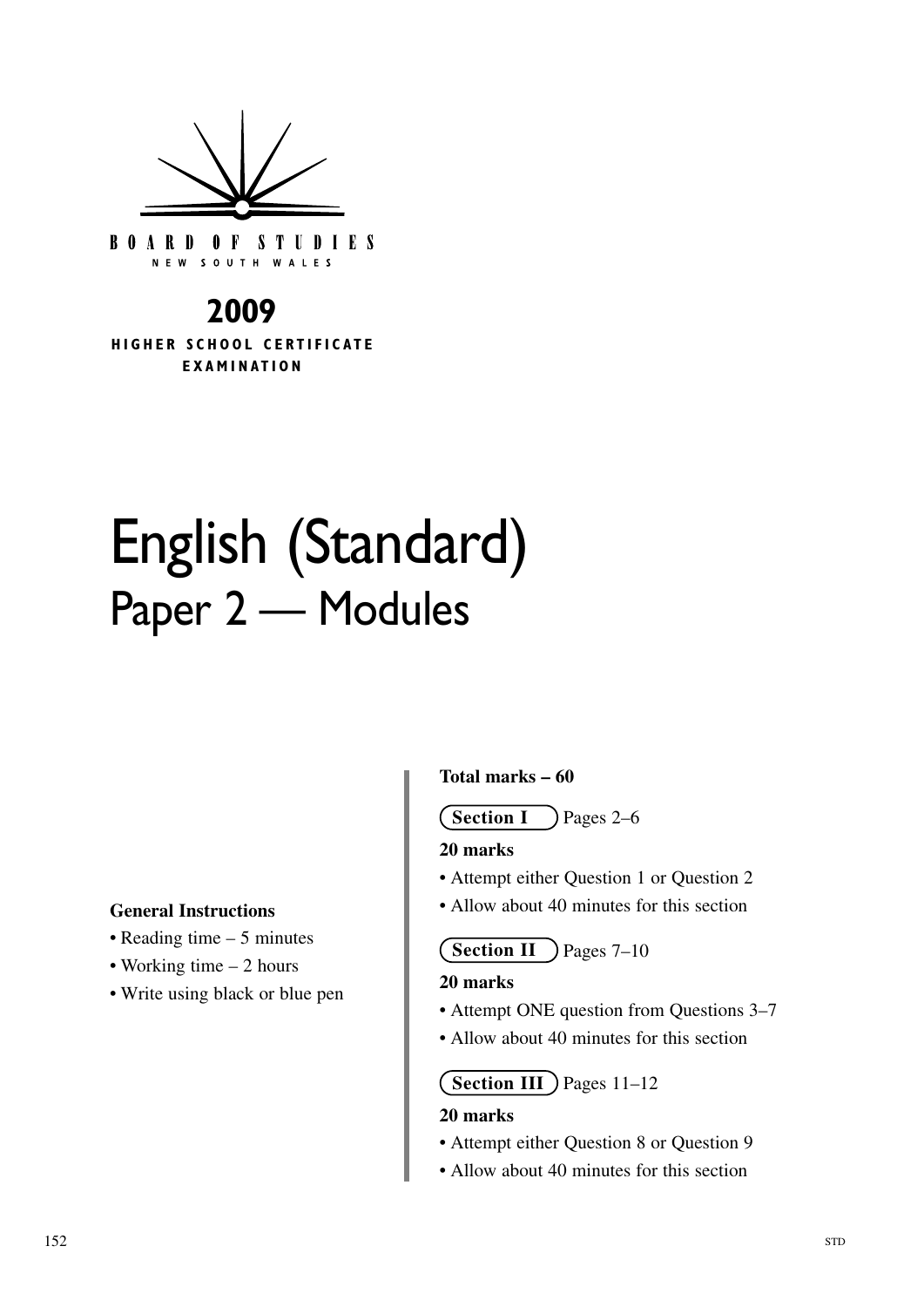BOARD OF STUDIES
NEW SOUTH WALES

**2009**
**HIGHER SCHOOL CERTIFICATE EXAMINATION**

# English (Standard)
## Paper 2 — Modules

**General Instructions**

- Reading time – 5 minutes
- Working time – 2 hours
- Write using black or blue pen

**Total marks – 60**

**Section I** Pages 2–6

**20 marks**

- Attempt either Question 1 or Question 2
- Allow about 40 minutes for this section

**Section II** Pages 7–10

**20 marks**

- Attempt ONE question from Questions 3–7
- Allow about 40 minutes for this section

**Section III** Pages 11–12

**20 marks**

- Attempt either Question 8 or Question 9
- Allow about 40 minutes for this section

152 STD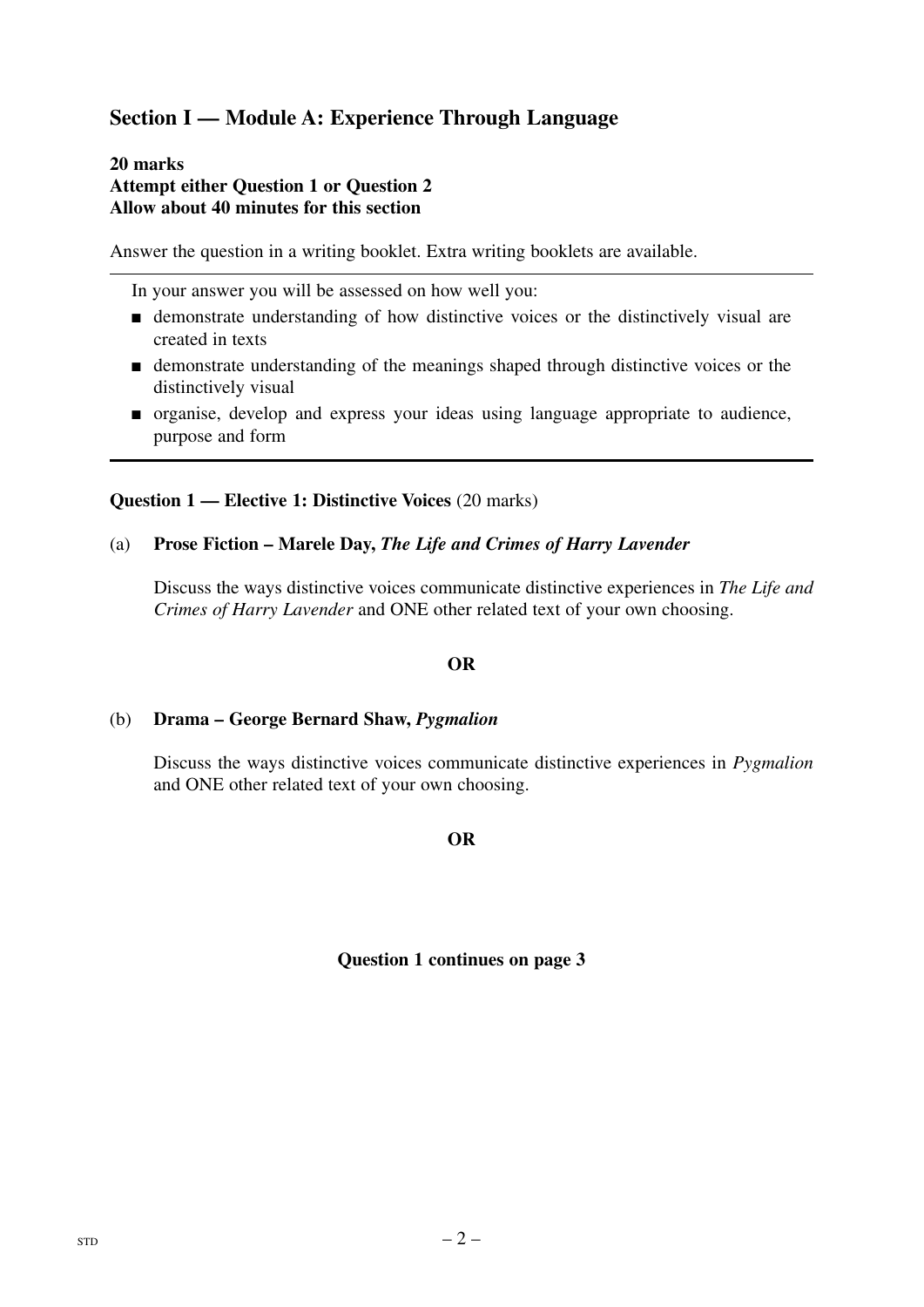## Section I — Module A: Experience Through Language

**20 marks**
**Attempt either Question 1 or Question 2**
**Allow about 40 minutes for this section**

Answer the question in a writing booklet. Extra writing booklets are available.

---

In your answer you will be assessed on how well you:

- demonstrate understanding of how distinctive voices or the distinctively visual are created in texts
- demonstrate understanding of the meanings shaped through distinctive voices or the distinctively visual
- organise, develop and express your ideas using language appropriate to audience, purpose and form

---

**Question 1 — Elective 1: Distinctive Voices** (20 marks)

(a) **Prose Fiction – Marele Day, *The Life and Crimes of Harry Lavender***

Discuss the ways distinctive voices communicate distinctive experiences in *The Life and Crimes of Harry Lavender* and ONE other related text of your own choosing.

**OR**

(b) **Drama – George Bernard Shaw, *Pygmalion***

Discuss the ways distinctive voices communicate distinctive experiences in *Pygmalion* and ONE other related text of your own choosing.

**OR**

**Question 1 continues on page 3**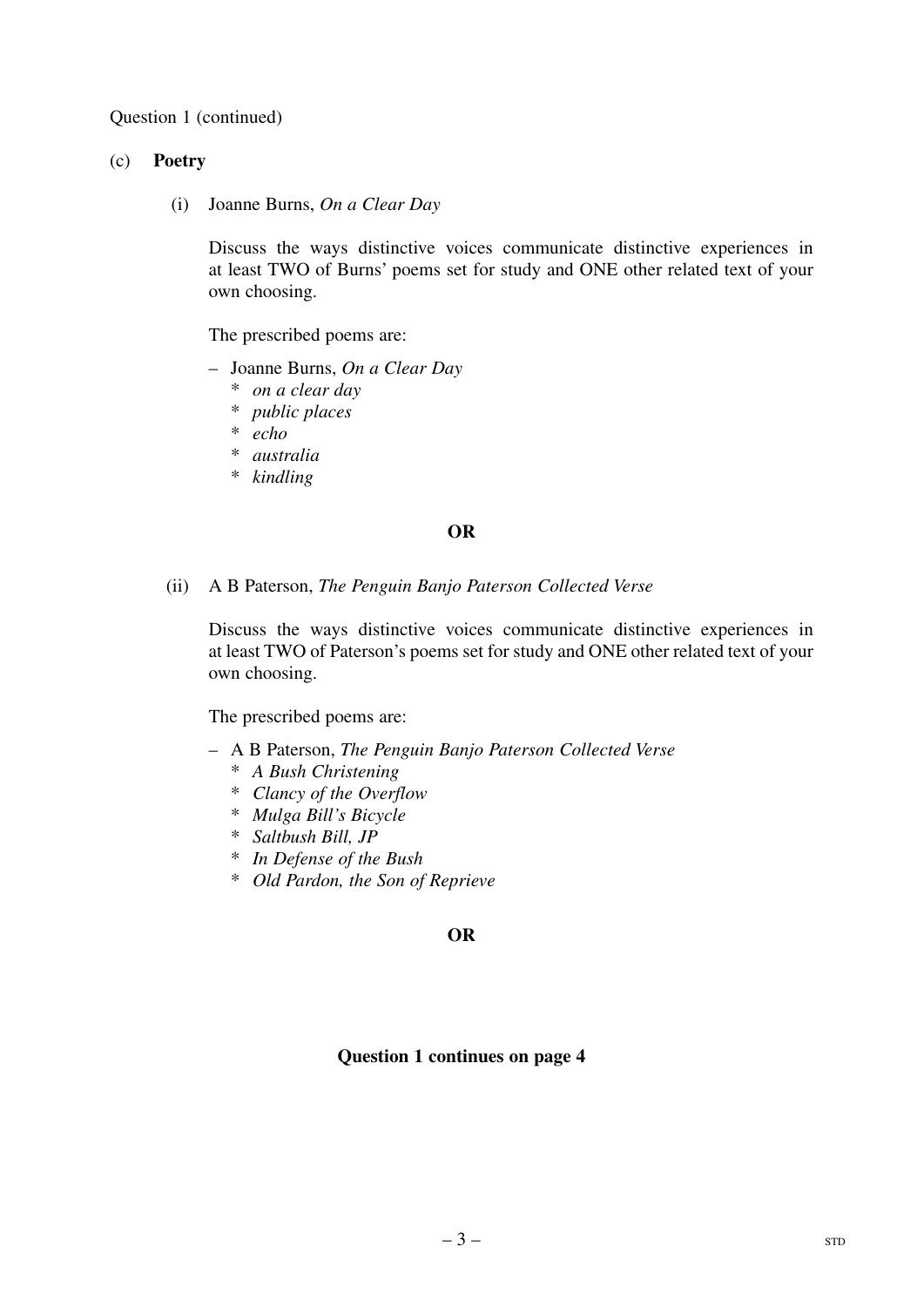Question 1 (continued)

(c) **Poetry**

(i) Joanne Burns, *On a Clear Day*

Discuss the ways distinctive voices communicate distinctive experiences in at least TWO of Burns' poems set for study and ONE other related text of your own choosing.

The prescribed poems are:

– Joanne Burns, *On a Clear Day*
  * *on a clear day*
  * *public places*
  * *echo*
  * *australia*
  * *kindling*

**OR**

(ii) A B Paterson, *The Penguin Banjo Paterson Collected Verse*

Discuss the ways distinctive voices communicate distinctive experiences in at least TWO of Paterson's poems set for study and ONE other related text of your own choosing.

The prescribed poems are:

– A B Paterson, *The Penguin Banjo Paterson Collected Verse*
  * *A Bush Christening*
  * *Clancy of the Overflow*
  * *Mulga Bill's Bicycle*
  * *Saltbush Bill, JP*
  * *In Defense of the Bush*
  * *Old Pardon, the Son of Reprieve*

**OR**

**Question 1 continues on page 4**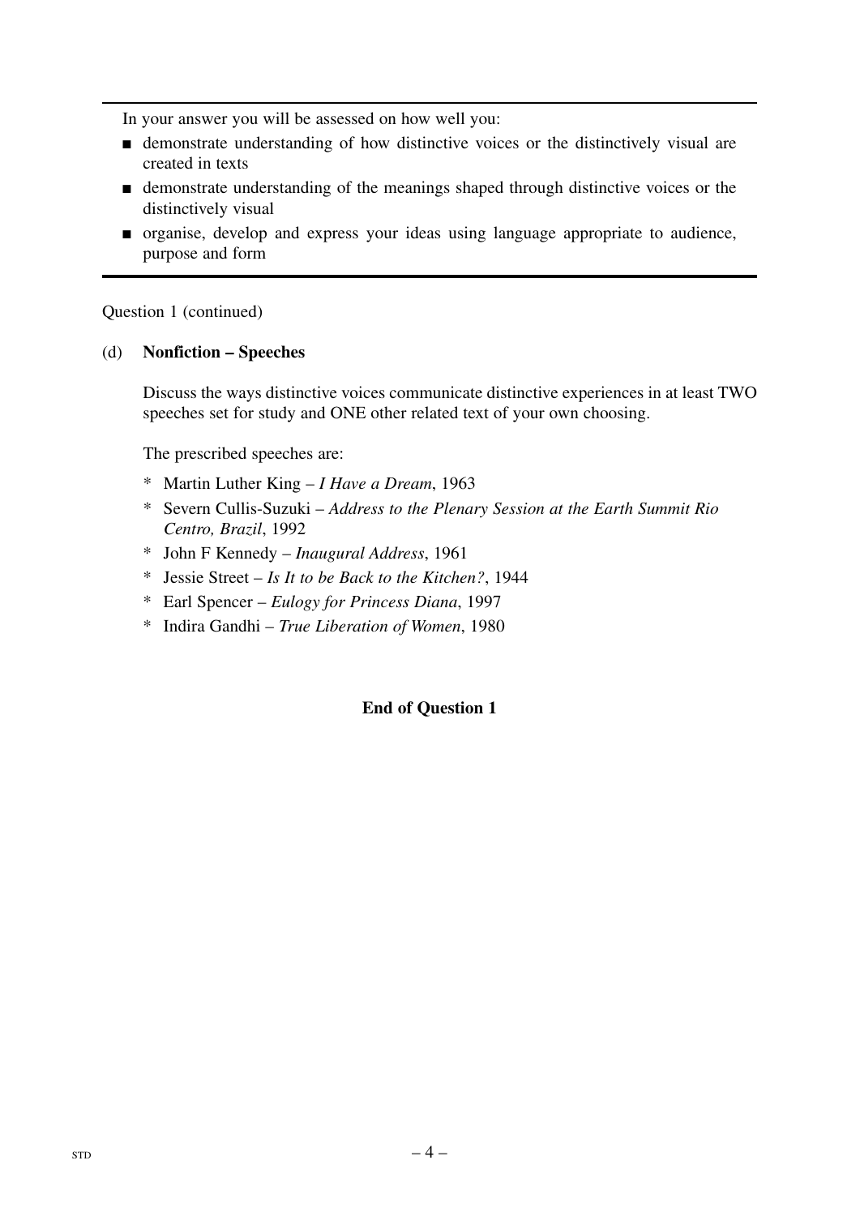In your answer you will be assessed on how well you:

- demonstrate understanding of how distinctive voices or the distinctively visual are created in texts
- demonstrate understanding of the meanings shaped through distinctive voices or the distinctively visual
- organise, develop and express your ideas using language appropriate to audience, purpose and form

Question 1 (continued)

(d) **Nonfiction – Speeches**

Discuss the ways distinctive voices communicate distinctive experiences in at least TWO speeches set for study and ONE other related text of your own choosing.

The prescribed speeches are:

* Martin Luther King – *I Have a Dream*, 1963
* Severn Cullis-Suzuki – *Address to the Plenary Session at the Earth Summit Rio Centro, Brazil*, 1992
* John F Kennedy – *Inaugural Address*, 1961
* Jessie Street – *Is It to be Back to the Kitchen?*, 1944
* Earl Spencer – *Eulogy for Princess Diana*, 1997
* Indira Gandhi – *True Liberation of Women*, 1980

**End of Question 1**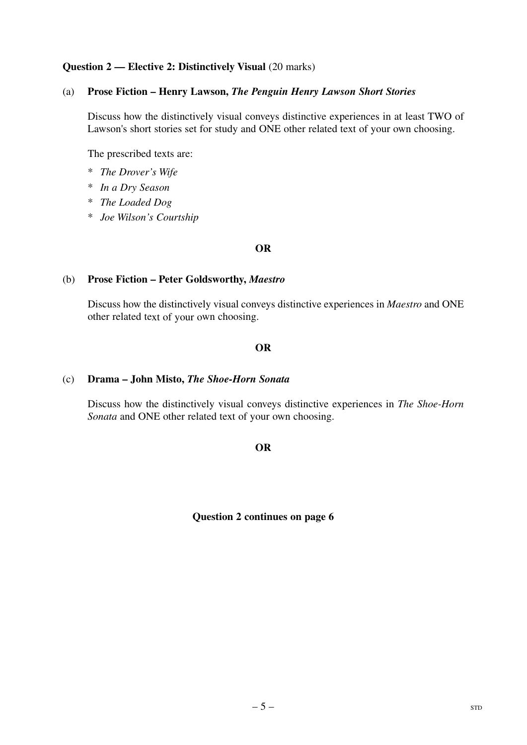**Question 2 — Elective 2: Distinctively Visual** (20 marks)

(a) **Prose Fiction – Henry Lawson, *The Penguin Henry Lawson Short Stories***

Discuss how the distinctively visual conveys distinctive experiences in at least TWO of Lawson's short stories set for study and ONE other related text of your own choosing.

The prescribed texts are:

\* *The Drover's Wife*
\* *In a Dry Season*
\* *The Loaded Dog*
\* *Joe Wilson's Courtship*

**OR**

(b) **Prose Fiction – Peter Goldsworthy, *Maestro***

Discuss how the distinctively visual conveys distinctive experiences in *Maestro* and ONE other related text of your own choosing.

**OR**

(c) **Drama – John Misto, *The Shoe-Horn Sonata***

Discuss how the distinctively visual conveys distinctive experiences in *The Shoe-Horn Sonata* and ONE other related text of your own choosing.

**OR**

**Question 2 continues on page 6**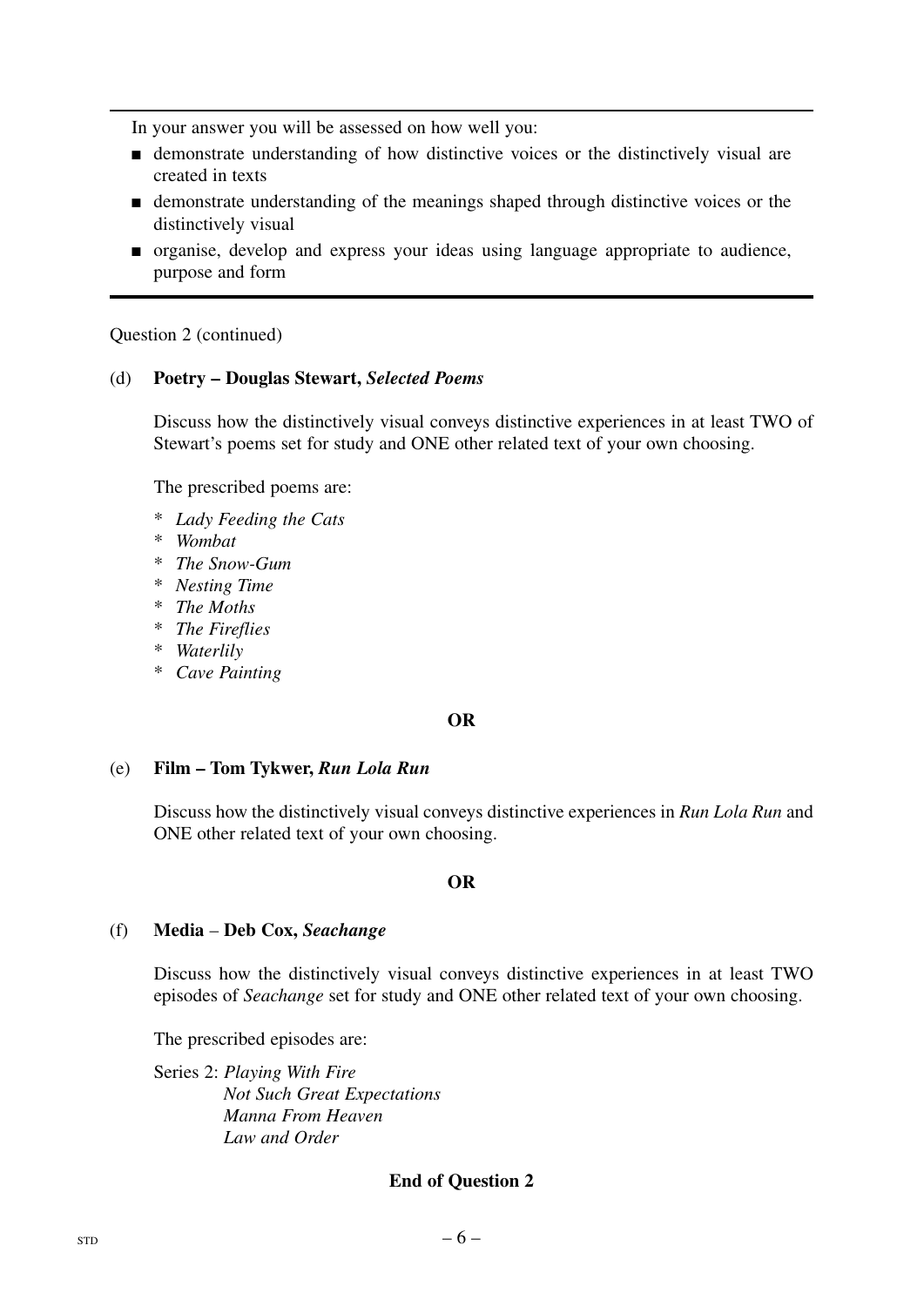In your answer you will be assessed on how well you:

- demonstrate understanding of how distinctive voices or the distinctively visual are created in texts
- demonstrate understanding of the meanings shaped through distinctive voices or the distinctively visual
- organise, develop and express your ideas using language appropriate to audience, purpose and form

Question 2 (continued)

(d) **Poetry – Douglas Stewart, *Selected Poems***

Discuss how the distinctively visual conveys distinctive experiences in at least TWO of Stewart's poems set for study and ONE other related text of your own choosing.

The prescribed poems are:

* *Lady Feeding the Cats*
* *Wombat*
* *The Snow-Gum*
* *Nesting Time*
* *The Moths*
* *The Fireflies*
* *Waterlily*
* *Cave Painting*

**OR**

(e) **Film – Tom Tykwer, *Run Lola Run***

Discuss how the distinctively visual conveys distinctive experiences in *Run Lola Run* and ONE other related text of your own choosing.

**OR**

(f) **Media – Deb Cox, *Seachange***

Discuss how the distinctively visual conveys distinctive experiences in at least TWO episodes of *Seachange* set for study and ONE other related text of your own choosing.

The prescribed episodes are:

Series 2: *Playing With Fire*
*Not Such Great Expectations*
*Manna From Heaven*
*Law and Order*

**End of Question 2**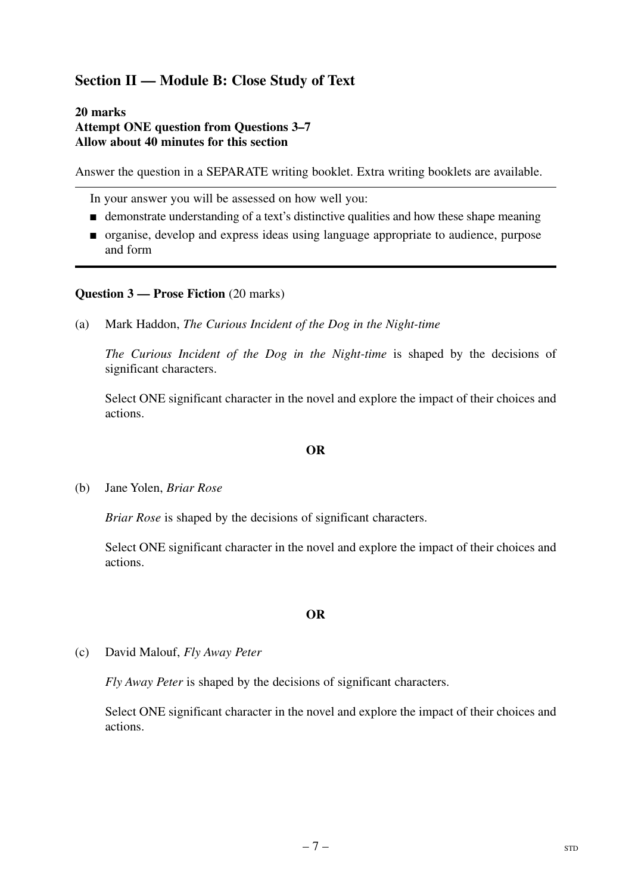## Section II — Module B: Close Study of Text

**20 marks**
**Attempt ONE question from Questions 3–7**
**Allow about 40 minutes for this section**

Answer the question in a SEPARATE writing booklet. Extra writing booklets are available.

---

In your answer you will be assessed on how well you:

- demonstrate understanding of a text's distinctive qualities and how these shape meaning
- organise, develop and express ideas using language appropriate to audience, purpose and form

---

**Question 3 — Prose Fiction** (20 marks)

(a) Mark Haddon, *The Curious Incident of the Dog in the Night-time*

*The Curious Incident of the Dog in the Night-time* is shaped by the decisions of significant characters.

Select ONE significant character in the novel and explore the impact of their choices and actions.

**OR**

(b) Jane Yolen, *Briar Rose*

*Briar Rose* is shaped by the decisions of significant characters.

Select ONE significant character in the novel and explore the impact of their choices and actions.

**OR**

(c) David Malouf, *Fly Away Peter*

*Fly Away Peter* is shaped by the decisions of significant characters.

Select ONE significant character in the novel and explore the impact of their choices and actions.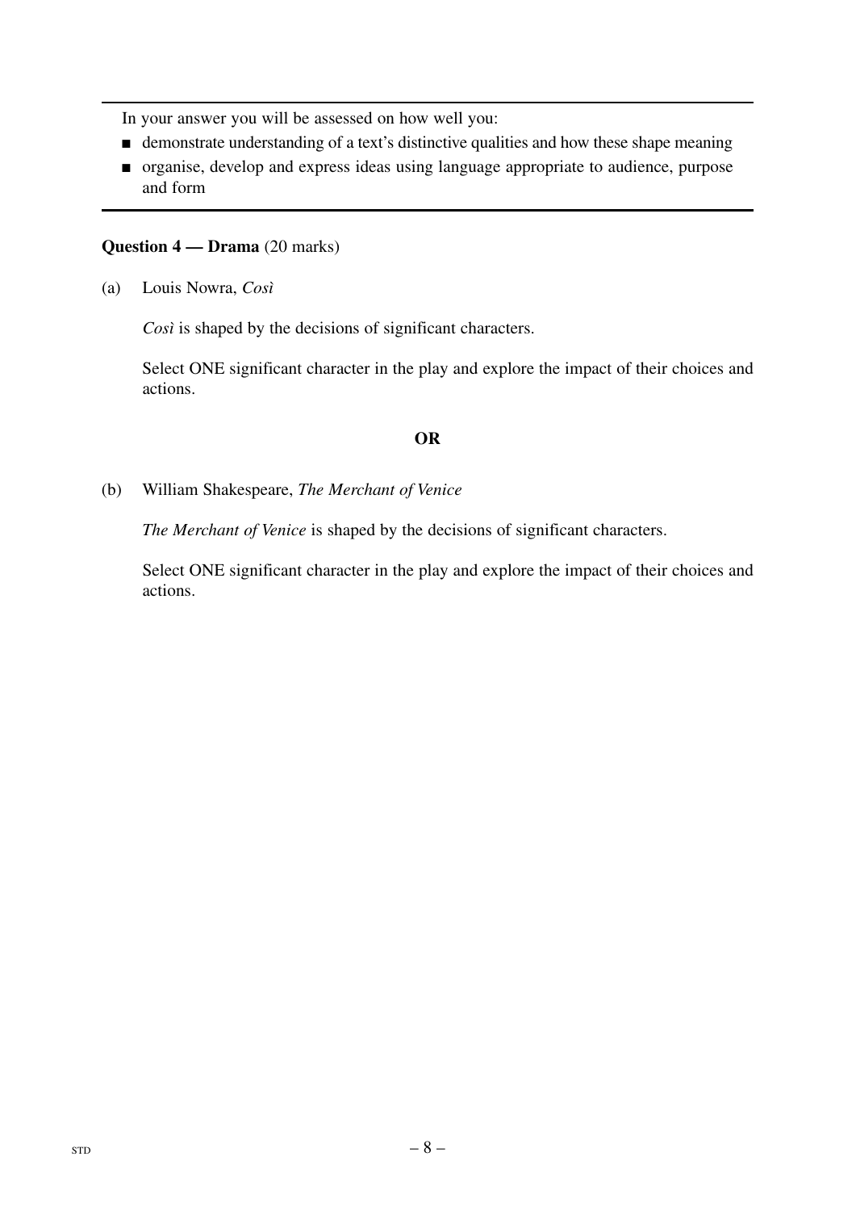In your answer you will be assessed on how well you:

- demonstrate understanding of a text's distinctive qualities and how these shape meaning
- organise, develop and express ideas using language appropriate to audience, purpose and form

**Question 4 — Drama** (20 marks)

(a) Louis Nowra, *Così*

*Così* is shaped by the decisions of significant characters.

Select ONE significant character in the play and explore the impact of their choices and actions.

**OR**

(b) William Shakespeare, *The Merchant of Venice*

*The Merchant of Venice* is shaped by the decisions of significant characters.

Select ONE significant character in the play and explore the impact of their choices and actions.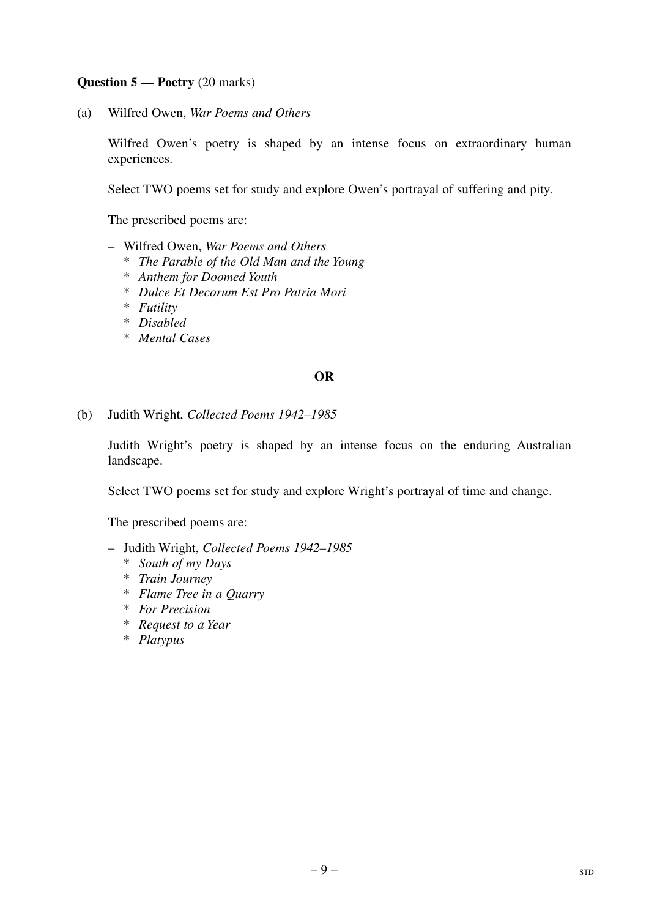**Question 5 — Poetry** (20 marks)

(a) Wilfred Owen, *War Poems and Others*

Wilfred Owen's poetry is shaped by an intense focus on extraordinary human experiences.

Select TWO poems set for study and explore Owen's portrayal of suffering and pity.

The prescribed poems are:

- Wilfred Owen, *War Poems and Others*
  - *The Parable of the Old Man and the Young*
  - *Anthem for Doomed Youth*
  - *Dulce Et Decorum Est Pro Patria Mori*
  - *Futility*
  - *Disabled*
  - *Mental Cases*

**OR**

(b) Judith Wright, *Collected Poems 1942–1985*

Judith Wright's poetry is shaped by an intense focus on the enduring Australian landscape.

Select TWO poems set for study and explore Wright's portrayal of time and change.

The prescribed poems are:

- Judith Wright, *Collected Poems 1942–1985*
  - *South of my Days*
  - *Train Journey*
  - *Flame Tree in a Quarry*
  - *For Precision*
  - *Request to a Year*
  - *Platypus*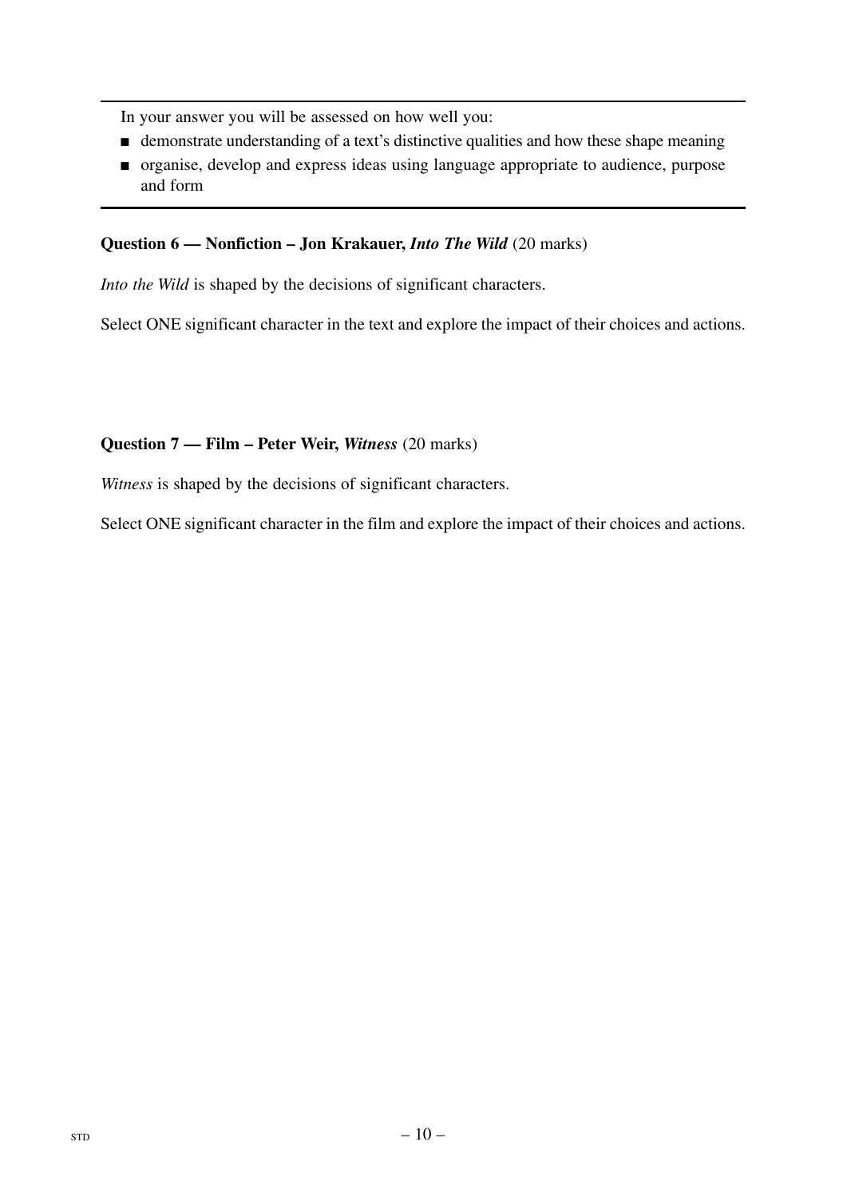In your answer you will be assessed on how well you:

- demonstrate understanding of a text's distinctive qualities and how these shape meaning
- organise, develop and express ideas using language appropriate to audience, purpose and form

**Question 6 — Nonfiction – Jon Krakauer, *Into The Wild*** (20 marks)

*Into the Wild* is shaped by the decisions of significant characters.

Select ONE significant character in the text and explore the impact of their choices and actions.

**Question 7 — Film – Peter Weir, *Witness*** (20 marks)

*Witness* is shaped by the decisions of significant characters.

Select ONE significant character in the film and explore the impact of their choices and actions.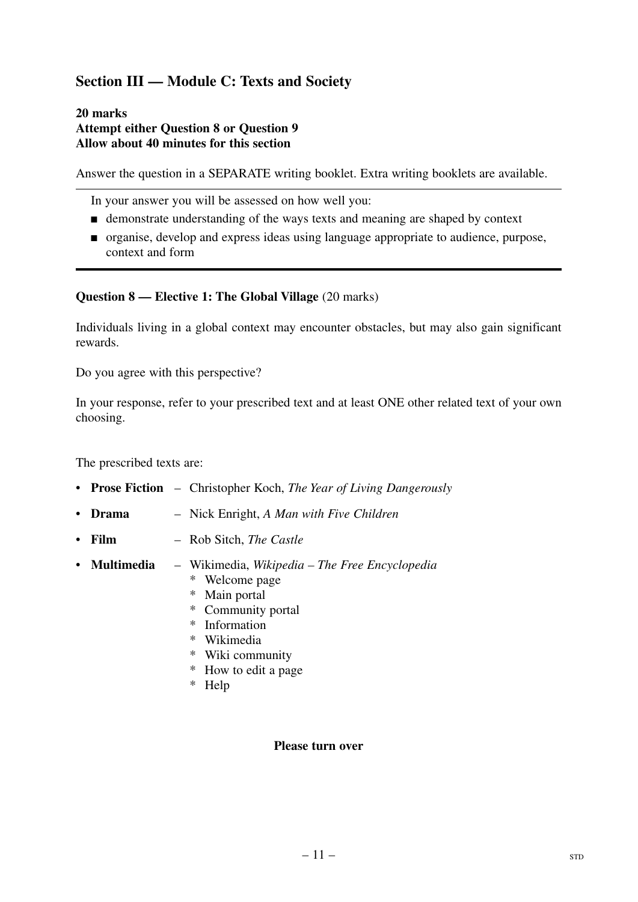## Section III — Module C: Texts and Society

**20 marks**
**Attempt either Question 8 or Question 9**
**Allow about 40 minutes for this section**

Answer the question in a SEPARATE writing booklet. Extra writing booklets are available.

---

In your answer you will be assessed on how well you:

- demonstrate understanding of the ways texts and meaning are shaped by context
- organise, develop and express ideas using language appropriate to audience, purpose, context and form

---

**Question 8 — Elective 1: The Global Village** (20 marks)

Individuals living in a global context may encounter obstacles, but may also gain significant rewards.

Do you agree with this perspective?

In your response, refer to your prescribed text and at least ONE other related text of your own choosing.

The prescribed texts are:

- **Prose Fiction** – Christopher Koch, *The Year of Living Dangerously*
- **Drama** – Nick Enright, *A Man with Five Children*
- **Film** – Rob Sitch, *The Castle*
- **Multimedia** – Wikimedia, *Wikipedia – The Free Encyclopedia*
  - * Welcome page
  - * Main portal
  - * Community portal
  - * Information
  - * Wikimedia
  - * Wiki community
  - * How to edit a page
  - * Help

**Please turn over**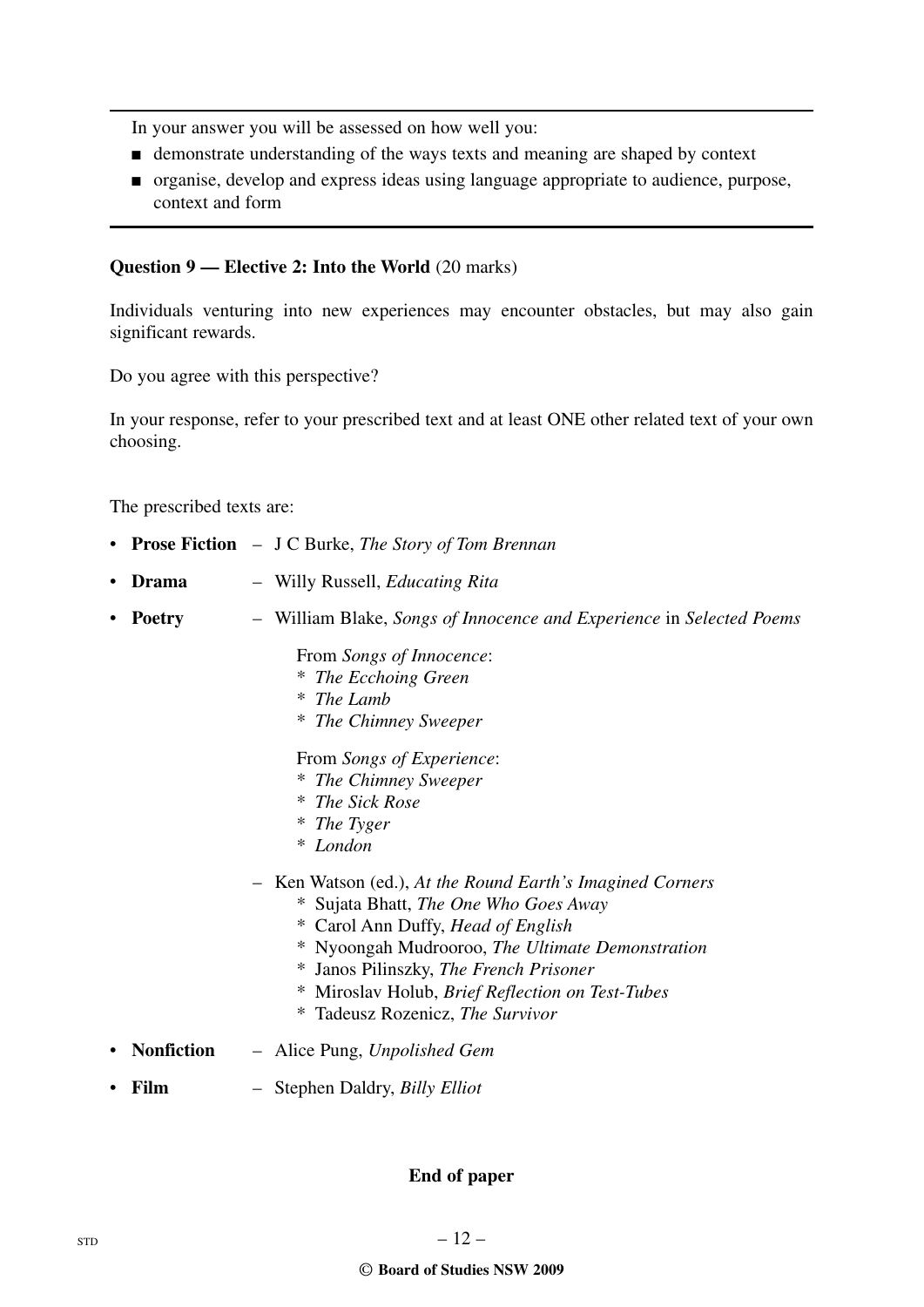In your answer you will be assessed on how well you:

- demonstrate understanding of the ways texts and meaning are shaped by context
- organise, develop and express ideas using language appropriate to audience, purpose, context and form

**Question 9 — Elective 2: Into the World** (20 marks)

Individuals venturing into new experiences may encounter obstacles, but may also gain significant rewards.

Do you agree with this perspective?

In your response, refer to your prescribed text and at least ONE other related text of your own choosing.

The prescribed texts are:

- **Prose Fiction** – J C Burke, *The Story of Tom Brennan*
- **Drama** – Willy Russell, *Educating Rita*
- **Poetry** – William Blake, *Songs of Innocence and Experience* in *Selected Poems*

  From *Songs of Innocence*:
  - *The Ecchoing Green*
  - *The Lamb*
  - *The Chimney Sweeper*

  From *Songs of Experience*:
  - *The Chimney Sweeper*
  - *The Sick Rose*
  - *The Tyger*
  - *London*

  – Ken Watson (ed.), *At the Round Earth's Imagined Corners*
  - Sujata Bhatt, *The One Who Goes Away*
  - Carol Ann Duffy, *Head of English*
  - Nyoongah Mudrooroo, *The Ultimate Demonstration*
  - Janos Pilinszky, *The French Prisoner*
  - Miroslav Holub, *Brief Reflection on Test-Tubes*
  - Tadeusz Rozenicz, *The Survivor*
- **Nonfiction** – Alice Pung, *Unpolished Gem*
- **Film** – Stephen Daldry, *Billy Elliot*

**End of paper**

**© Board of Studies NSW 2009**